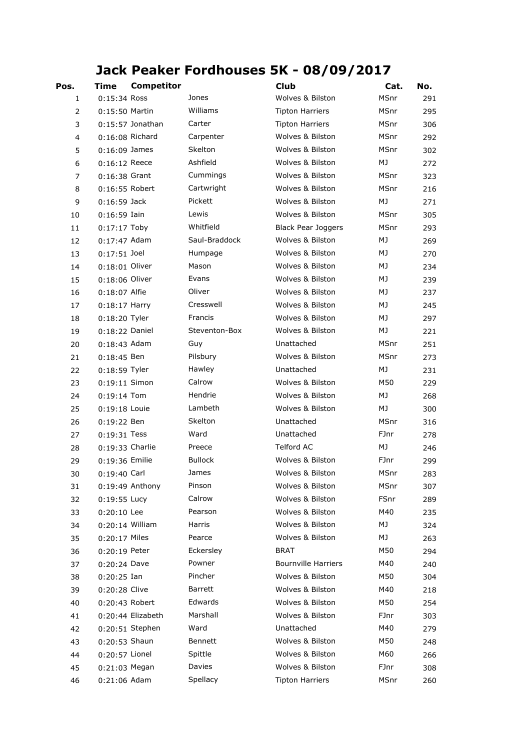# Jack Peaker Fordhouses 5K - 08/09/2017

| Pos. | Time | Competitor | | Club | Cat. | No. |
|---|---|---|---|---|---|---|
| 1 | 0:15:34 | Ross | Jones | Wolves & Bilston | MSnr | 291 |
| 2 | 0:15:50 | Martin | Williams | Tipton Harriers | MSnr | 295 |
| 3 | 0:15:57 | Jonathan | Carter | Tipton Harriers | MSnr | 306 |
| 4 | 0:16:08 | Richard | Carpenter | Wolves & Bilston | MSnr | 292 |
| 5 | 0:16:09 | James | Skelton | Wolves & Bilston | MSnr | 302 |
| 6 | 0:16:12 | Reece | Ashfield | Wolves & Bilston | MJ | 272 |
| 7 | 0:16:38 | Grant | Cummings | Wolves & Bilston | MSnr | 323 |
| 8 | 0:16:55 | Robert | Cartwright | Wolves & Bilston | MSnr | 216 |
| 9 | 0:16:59 | Jack | Pickett | Wolves & Bilston | MJ | 271 |
| 10 | 0:16:59 | Iain | Lewis | Wolves & Bilston | MSnr | 305 |
| 11 | 0:17:17 | Toby | Whitfield | Black Pear Joggers | MSnr | 293 |
| 12 | 0:17:47 | Adam | Saul-Braddock | Wolves & Bilston | MJ | 269 |
| 13 | 0:17:51 | Joel | Humpage | Wolves & Bilston | MJ | 270 |
| 14 | 0:18:01 | Oliver | Mason | Wolves & Bilston | MJ | 234 |
| 15 | 0:18:06 | Oliver | Evans | Wolves & Bilston | MJ | 239 |
| 16 | 0:18:07 | Alfie | Oliver | Wolves & Bilston | MJ | 237 |
| 17 | 0:18:17 | Harry | Cresswell | Wolves & Bilston | MJ | 245 |
| 18 | 0:18:20 | Tyler | Francis | Wolves & Bilston | MJ | 297 |
| 19 | 0:18:22 | Daniel | Steventon-Box | Wolves & Bilston | MJ | 221 |
| 20 | 0:18:43 | Adam | Guy | Unattached | MSnr | 251 |
| 21 | 0:18:45 | Ben | Pilsbury | Wolves & Bilston | MSnr | 273 |
| 22 | 0:18:59 | Tyler | Hawley | Unattached | MJ | 231 |
| 23 | 0:19:11 | Simon | Calrow | Wolves & Bilston | M50 | 229 |
| 24 | 0:19:14 | Tom | Hendrie | Wolves & Bilston | MJ | 268 |
| 25 | 0:19:18 | Louie | Lambeth | Wolves & Bilston | MJ | 300 |
| 26 | 0:19:22 | Ben | Skelton | Unattached | MSnr | 316 |
| 27 | 0:19:31 | Tess | Ward | Unattached | FJnr | 278 |
| 28 | 0:19:33 | Charlie | Preece | Telford AC | MJ | 246 |
| 29 | 0:19:36 | Emilie | Bullock | Wolves & Bilston | FJnr | 299 |
| 30 | 0:19:40 | Carl | James | Wolves & Bilston | MSnr | 283 |
| 31 | 0:19:49 | Anthony | Pinson | Wolves & Bilston | MSnr | 307 |
| 32 | 0:19:55 | Lucy | Calrow | Wolves & Bilston | FSnr | 289 |
| 33 | 0:20:10 | Lee | Pearson | Wolves & Bilston | M40 | 235 |
| 34 | 0:20:14 | William | Harris | Wolves & Bilston | MJ | 324 |
| 35 | 0:20:17 | Miles | Pearce | Wolves & Bilston | MJ | 263 |
| 36 | 0:20:19 | Peter | Eckersley | BRAT | M50 | 294 |
| 37 | 0:20:24 | Dave | Powner | Bournville Harriers | M40 | 240 |
| 38 | 0:20:25 | Ian | Pincher | Wolves & Bilston | M50 | 304 |
| 39 | 0:20:28 | Clive | Barrett | Wolves & Bilston | M40 | 218 |
| 40 | 0:20:43 | Robert | Edwards | Wolves & Bilston | M50 | 254 |
| 41 | 0:20:44 | Elizabeth | Marshall | Wolves & Bilston | FJnr | 303 |
| 42 | 0:20:51 | Stephen | Ward | Unattached | M40 | 279 |
| 43 | 0:20:53 | Shaun | Bennett | Wolves & Bilston | M50 | 248 |
| 44 | 0:20:57 | Lionel | Spittle | Wolves & Bilston | M60 | 266 |
| 45 | 0:21:03 | Megan | Davies | Wolves & Bilston | FJnr | 308 |
| 46 | 0:21:06 | Adam | Spellacy | Tipton Harriers | MSnr | 260 |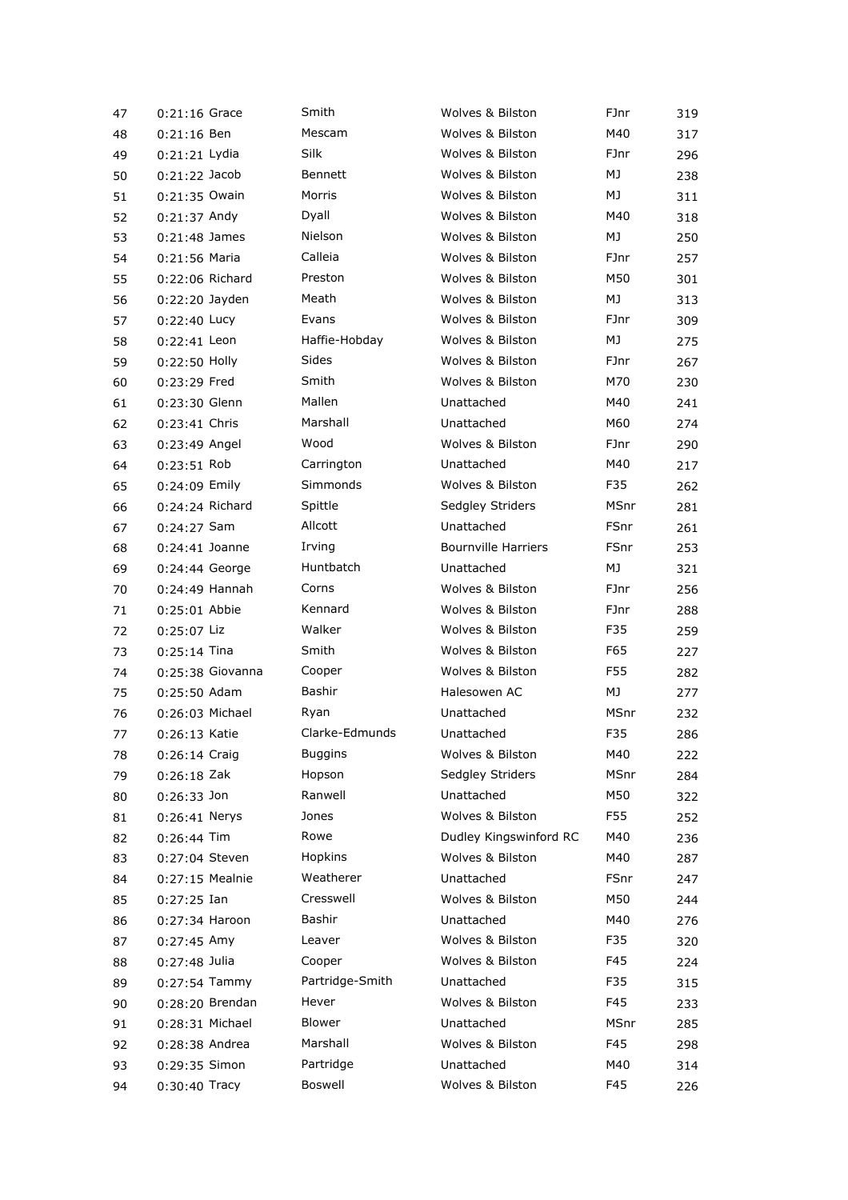| | | | | | | |
|---|---|---|---|---|---|---|
| 47 | 0:21:16 | Grace | Smith | Wolves & Bilston | FJnr | 319 |
| 48 | 0:21:16 | Ben | Mescam | Wolves & Bilston | M40 | 317 |
| 49 | 0:21:21 | Lydia | Silk | Wolves & Bilston | FJnr | 296 |
| 50 | 0:21:22 | Jacob | Bennett | Wolves & Bilston | MJ | 238 |
| 51 | 0:21:35 | Owain | Morris | Wolves & Bilston | MJ | 311 |
| 52 | 0:21:37 | Andy | Dyall | Wolves & Bilston | M40 | 318 |
| 53 | 0:21:48 | James | Nielson | Wolves & Bilston | MJ | 250 |
| 54 | 0:21:56 | Maria | Calleia | Wolves & Bilston | FJnr | 257 |
| 55 | 0:22:06 | Richard | Preston | Wolves & Bilston | M50 | 301 |
| 56 | 0:22:20 | Jayden | Meath | Wolves & Bilston | MJ | 313 |
| 57 | 0:22:40 | Lucy | Evans | Wolves & Bilston | FJnr | 309 |
| 58 | 0:22:41 | Leon | Haffie-Hobday | Wolves & Bilston | MJ | 275 |
| 59 | 0:22:50 | Holly | Sides | Wolves & Bilston | FJnr | 267 |
| 60 | 0:23:29 | Fred | Smith | Wolves & Bilston | M70 | 230 |
| 61 | 0:23:30 | Glenn | Mallen | Unattached | M40 | 241 |
| 62 | 0:23:41 | Chris | Marshall | Unattached | M60 | 274 |
| 63 | 0:23:49 | Angel | Wood | Wolves & Bilston | FJnr | 290 |
| 64 | 0:23:51 | Rob | Carrington | Unattached | M40 | 217 |
| 65 | 0:24:09 | Emily | Simmonds | Wolves & Bilston | F35 | 262 |
| 66 | 0:24:24 | Richard | Spittle | Sedgley Striders | MSnr | 281 |
| 67 | 0:24:27 | Sam | Allcott | Unattached | FSnr | 261 |
| 68 | 0:24:41 | Joanne | Irving | Bournville Harriers | FSnr | 253 |
| 69 | 0:24:44 | George | Huntbatch | Unattached | MJ | 321 |
| 70 | 0:24:49 | Hannah | Corns | Wolves & Bilston | FJnr | 256 |
| 71 | 0:25:01 | Abbie | Kennard | Wolves & Bilston | FJnr | 288 |
| 72 | 0:25:07 | Liz | Walker | Wolves & Bilston | F35 | 259 |
| 73 | 0:25:14 | Tina | Smith | Wolves & Bilston | F65 | 227 |
| 74 | 0:25:38 | Giovanna | Cooper | Wolves & Bilston | F55 | 282 |
| 75 | 0:25:50 | Adam | Bashir | Halesowen AC | MJ | 277 |
| 76 | 0:26:03 | Michael | Ryan | Unattached | MSnr | 232 |
| 77 | 0:26:13 | Katie | Clarke-Edmunds | Unattached | F35 | 286 |
| 78 | 0:26:14 | Craig | Buggins | Wolves & Bilston | M40 | 222 |
| 79 | 0:26:18 | Zak | Hopson | Sedgley Striders | MSnr | 284 |
| 80 | 0:26:33 | Jon | Ranwell | Unattached | M50 | 322 |
| 81 | 0:26:41 | Nerys | Jones | Wolves & Bilston | F55 | 252 |
| 82 | 0:26:44 | Tim | Rowe | Dudley Kingswinford RC | M40 | 236 |
| 83 | 0:27:04 | Steven | Hopkins | Wolves & Bilston | M40 | 287 |
| 84 | 0:27:15 | Mealnie | Weatherer | Unattached | FSnr | 247 |
| 85 | 0:27:25 | Ian | Cresswell | Wolves & Bilston | M50 | 244 |
| 86 | 0:27:34 | Haroon | Bashir | Unattached | M40 | 276 |
| 87 | 0:27:45 | Amy | Leaver | Wolves & Bilston | F35 | 320 |
| 88 | 0:27:48 | Julia | Cooper | Wolves & Bilston | F45 | 224 |
| 89 | 0:27:54 | Tammy | Partridge-Smith | Unattached | F35 | 315 |
| 90 | 0:28:20 | Brendan | Hever | Wolves & Bilston | F45 | 233 |
| 91 | 0:28:31 | Michael | Blower | Unattached | MSnr | 285 |
| 92 | 0:28:38 | Andrea | Marshall | Wolves & Bilston | F45 | 298 |
| 93 | 0:29:35 | Simon | Partridge | Unattached | M40 | 314 |
| 94 | 0:30:40 | Tracy | Boswell | Wolves & Bilston | F45 | 226 |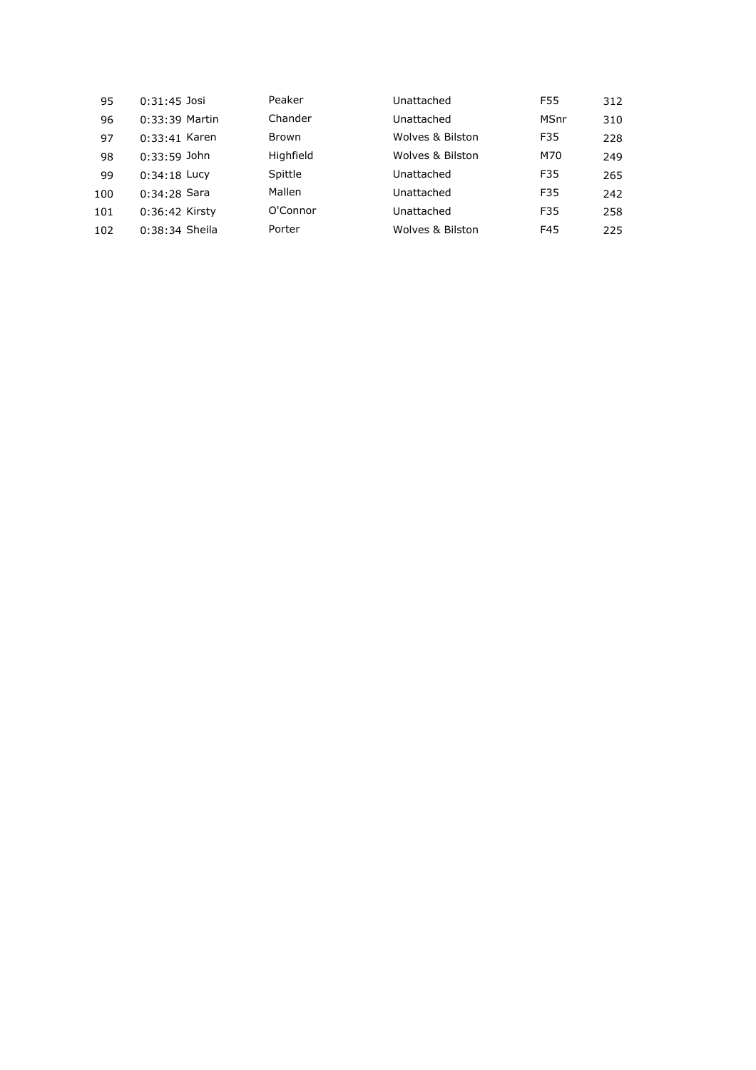| | | | | | | |
|---|---|---|---|---|---|---|
| 95 | 0:31:45 | Josi | Peaker | Unattached | F55 | 312 |
| 96 | 0:33:39 | Martin | Chander | Unattached | MSnr | 310 |
| 97 | 0:33:41 | Karen | Brown | Wolves & Bilston | F35 | 228 |
| 98 | 0:33:59 | John | Highfield | Wolves & Bilston | M70 | 249 |
| 99 | 0:34:18 | Lucy | Spittle | Unattached | F35 | 265 |
| 100 | 0:34:28 | Sara | Mallen | Unattached | F35 | 242 |
| 101 | 0:36:42 | Kirsty | O'Connor | Unattached | F35 | 258 |
| 102 | 0:38:34 | Sheila | Porter | Wolves & Bilston | F45 | 225 |